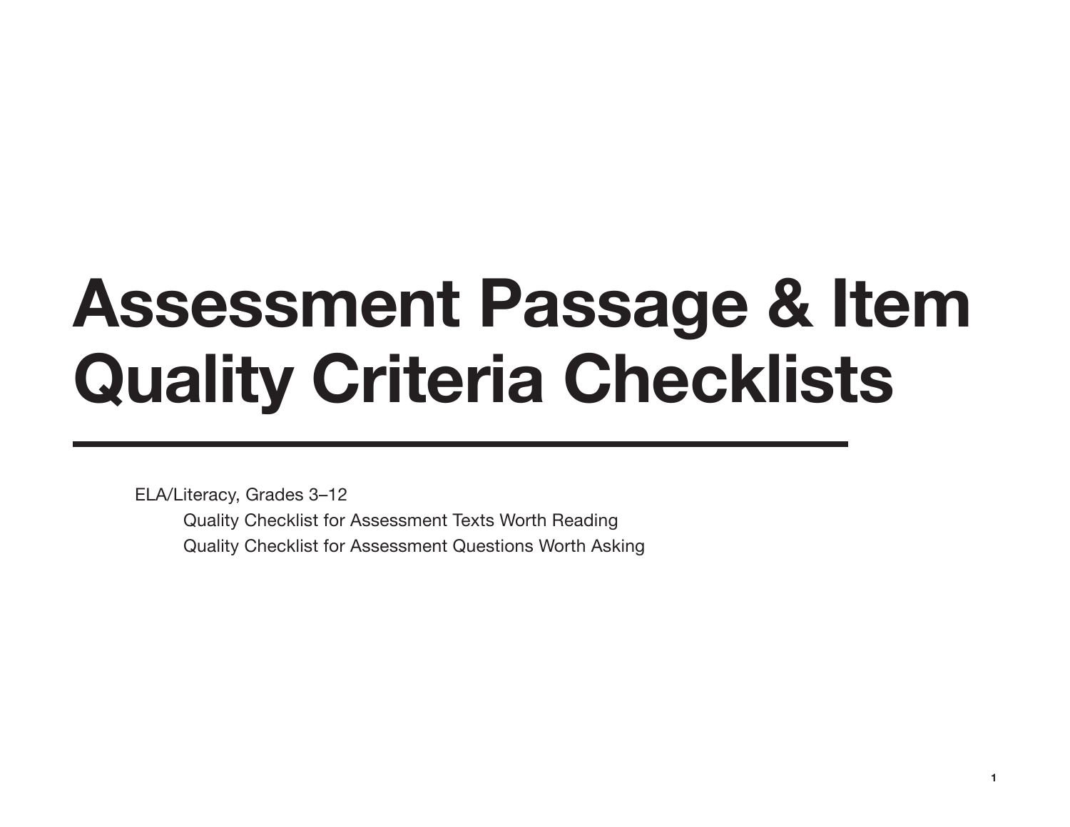# Assessment Passage & Item Quality Criteria Checklists

ELA/Literacy, Grades 3–12

- Quality Checklist for Assessment Texts Worth Reading
- Quality Checklist for Assessment Questions Worth Asking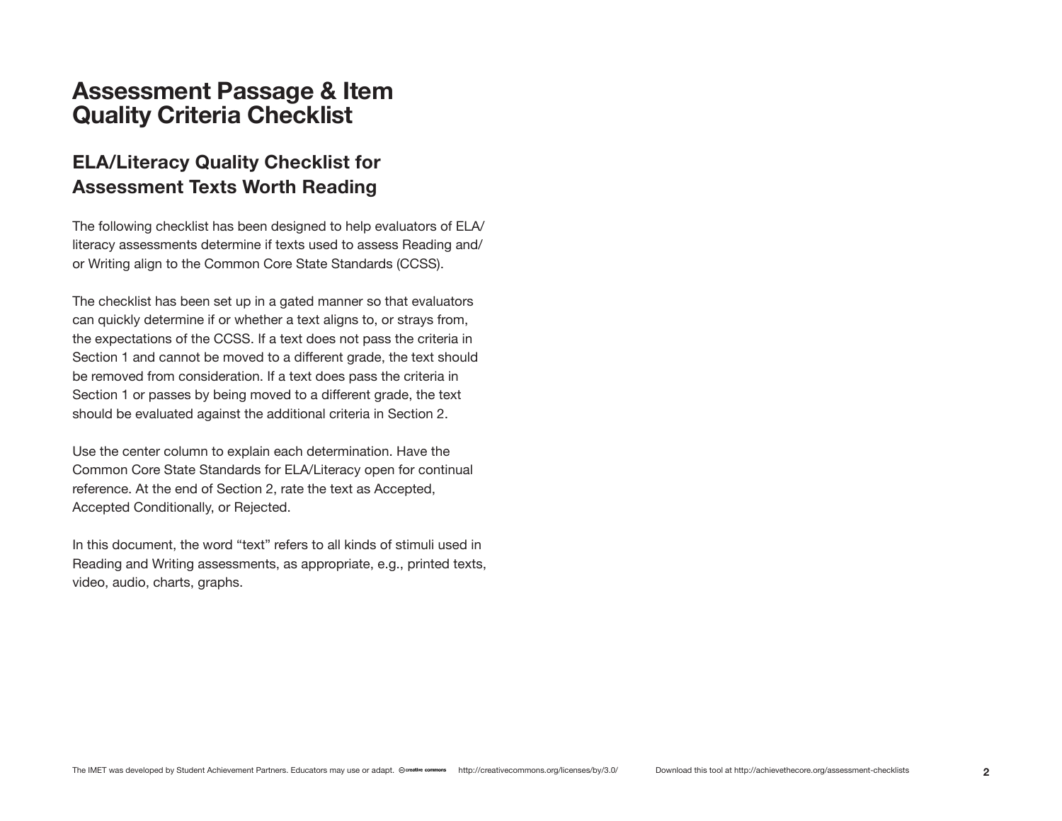# Assessment Passage & Item Quality Criteria Checklist

## ELA/Literacy Quality Checklist for Assessment Texts Worth Reading

The following checklist has been designed to help evaluators of ELA/literacy assessments determine if texts used to assess Reading and/or Writing align to the Common Core State Standards (CCSS).

The checklist has been set up in a gated manner so that evaluators can quickly determine if or whether a text aligns to, or strays from, the expectations of the CCSS. If a text does not pass the criteria in Section 1 and cannot be moved to a different grade, the text should be removed from consideration. If a text does pass the criteria in Section 1 or passes by being moved to a different grade, the text should be evaluated against the additional criteria in Section 2.

Use the center column to explain each determination. Have the Common Core State Standards for ELA/Literacy open for continual reference. At the end of Section 2, rate the text as Accepted, Accepted Conditionally, or Rejected.

In this document, the word "text" refers to all kinds of stimuli used in Reading and Writing assessments, as appropriate, e.g., printed texts, video, audio, charts, graphs.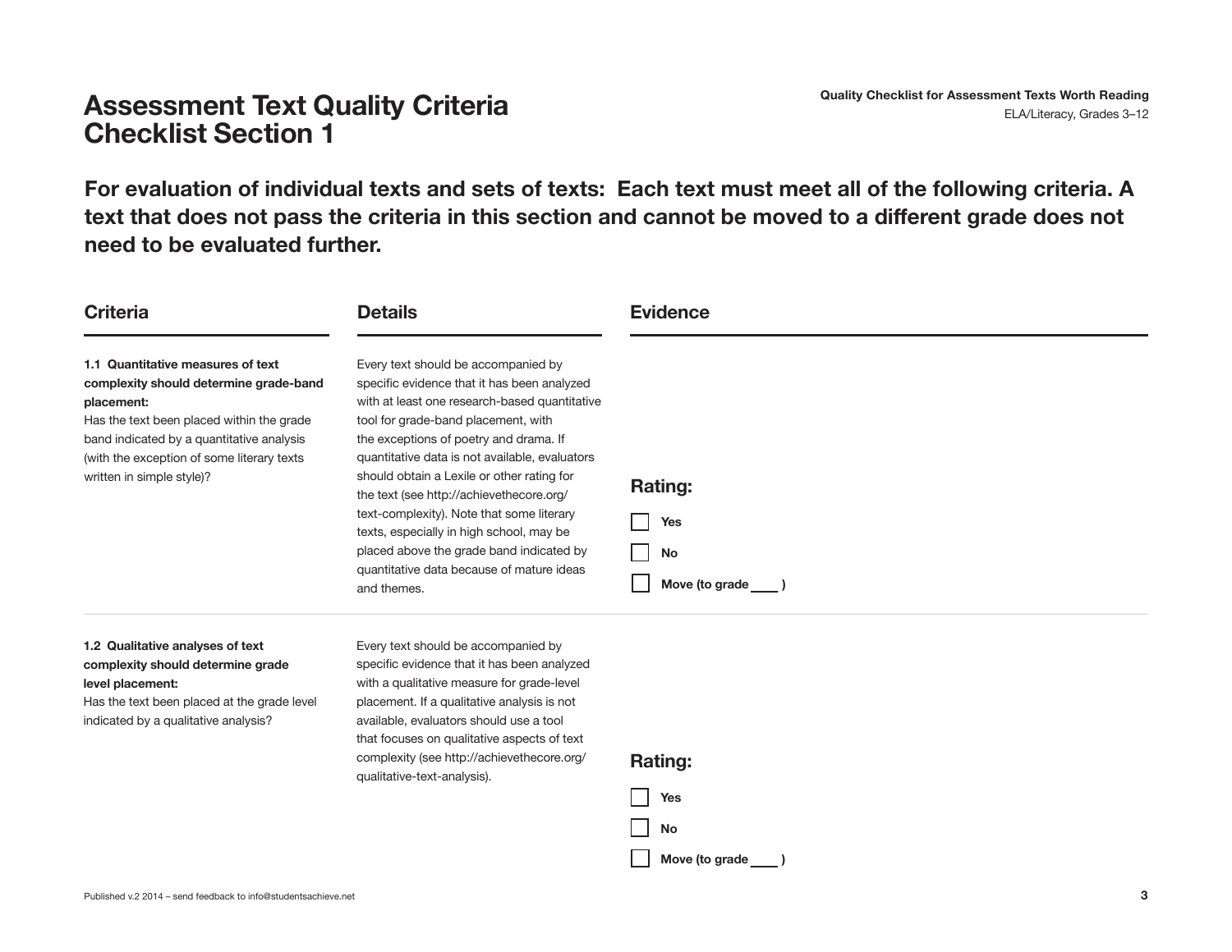# Assessment Text Quality Criteria Checklist Section 1

**For evaluation of individual texts and sets of texts: Each text must meet all of the following criteria. A text that does not pass the criteria in this section and cannot be moved to a different grade does not need to be evaluated further.**

| Criteria | Details | Evidence |
| --- | --- | --- |
| **1.1 Quantitative measures of text complexity should determine grade-band placement:** Has the text been placed within the grade band indicated by a quantitative analysis (with the exception of some literary texts written in simple style)? | Every text should be accompanied by specific evidence that it has been analyzed with at least one research-based quantitative tool for grade-band placement, with the exceptions of poetry and drama. If quantitative data is not available, evaluators should obtain a Lexile or other rating for the text (see http://achievethecore.org/text-complexity). Note that some literary texts, especially in high school, may be placed above the grade band indicated by quantitative data because of mature ideas and themes. | **Rating:** ☐ **Yes** ☐ **No** ☐ **Move (to grade \_\_\_\_ )** |
| **1.2 Qualitative analyses of text complexity should determine grade level placement:** Has the text been placed at the grade level indicated by a qualitative analysis? | Every text should be accompanied by specific evidence that it has been analyzed with a qualitative measure for grade-level placement. If a qualitative analysis is not available, evaluators should use a tool that focuses on qualitative aspects of text complexity (see http://achievethecore.org/qualitative-text-analysis). | **Rating:** ☐ **Yes** ☐ **No** ☐ **Move (to grade \_\_\_\_ )** |

Published v.2 2014 – send feedback to info@studentsachieve.net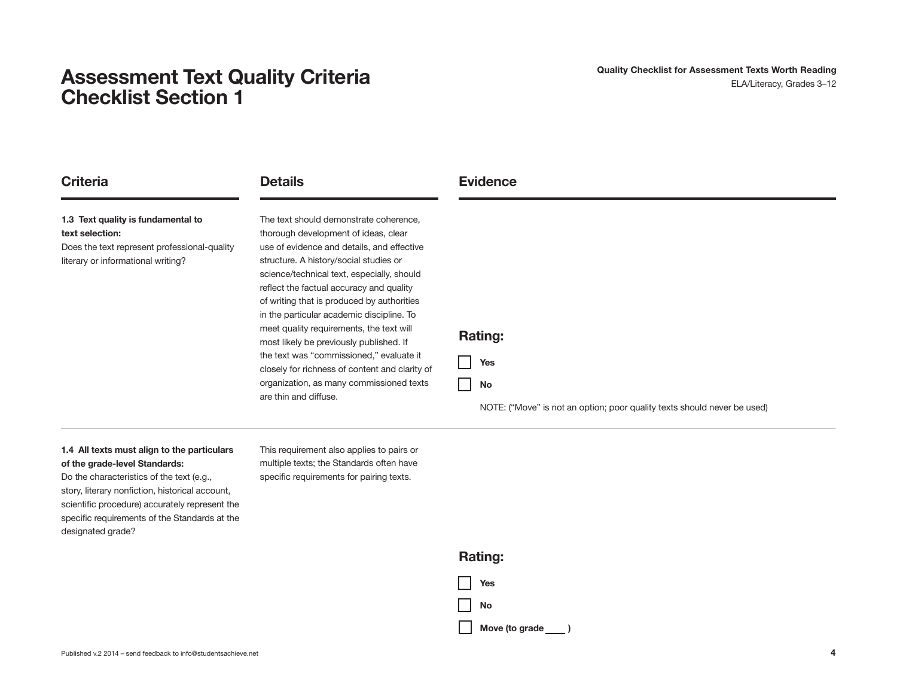# Assessment Text Quality Criteria Checklist Section 1

| Criteria | Details | Evidence |
| --- | --- | --- |
| **1.3 Text quality is fundamental to text selection:** Does the text represent professional-quality literary or informational writing? | The text should demonstrate coherence, thorough development of ideas, clear use of evidence and details, and effective structure. A history/social studies or science/technical text, especially, should reflect the factual accuracy and quality of writing that is produced by authorities in the particular academic discipline. To meet quality requirements, the text will most likely be previously published. If the text was "commissioned," evaluate it closely for richness of content and clarity of organization, as many commissioned texts are thin and diffuse. | **Rating:** ☐ **Yes** ☐ **No** NOTE: ("Move" is not an option; poor quality texts should never be used) |
| **1.4 All texts must align to the particulars of the grade-level Standards:** Do the characteristics of the text (e.g., story, literary nonfiction, historical account, scientific procedure) accurately represent the specific requirements of the Standards at the designated grade? | This requirement also applies to pairs or multiple texts; the Standards often have specific requirements for pairing texts. | **Rating:** ☐ **Yes** ☐ **No** ☐ **Move (to grade ____ )** |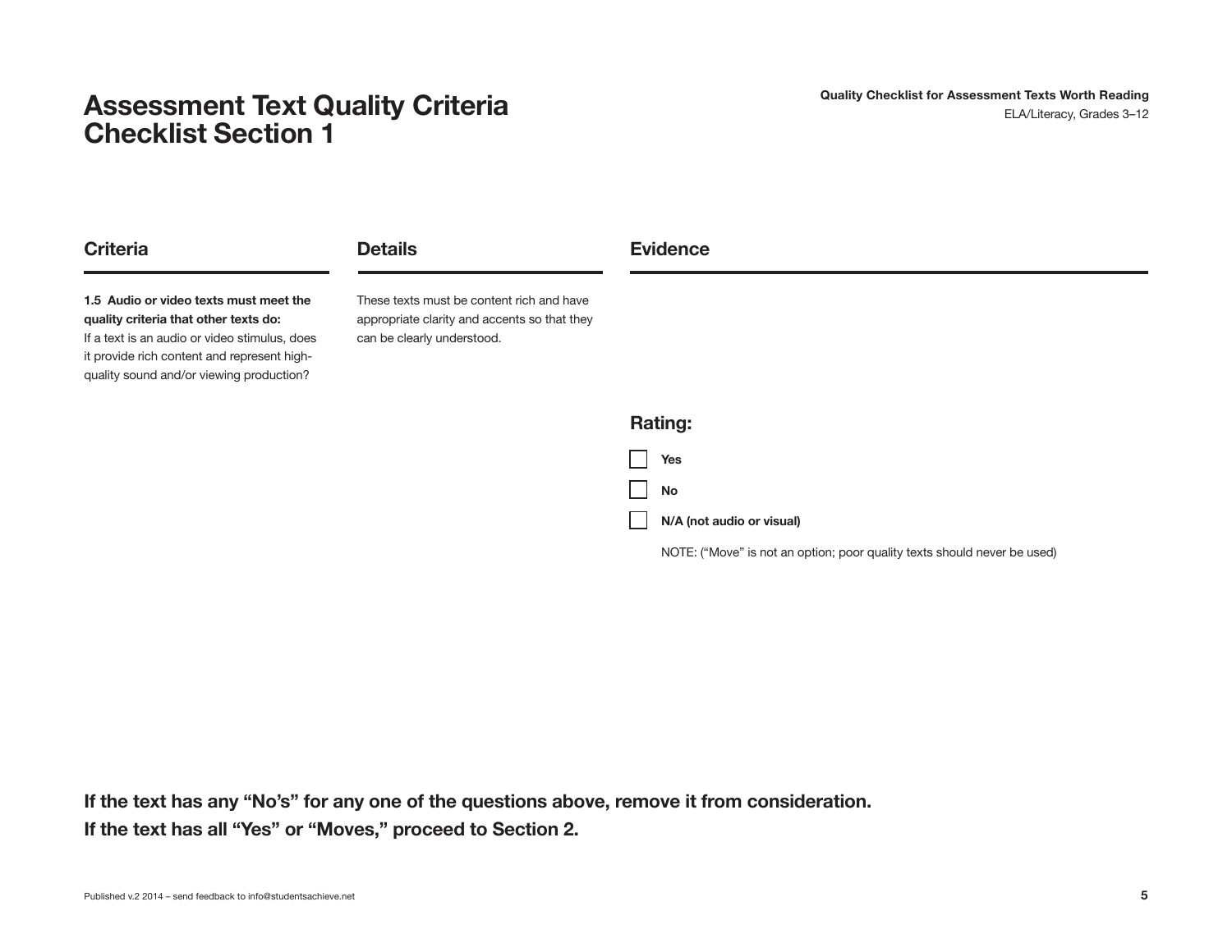# Assessment Text Quality Criteria Checklist Section 1

| Criteria | Details | Evidence |
| --- | --- | --- |
| **1.5 Audio or video texts must meet the quality criteria that other texts do:** If a text is an audio or video stimulus, does it provide rich content and represent high-quality sound and/or viewing production? | These texts must be content rich and have appropriate clarity and accents so that they can be clearly understood. | |

**Rating:**

- [ ] **Yes**
- [ ] **No**
- [ ] **N/A (not audio or visual)**

NOTE: (“Move” is not an option; poor quality texts should never be used)

**If the text has any “No’s” for any one of the questions above, remove it from consideration.**
**If the text has all “Yes” or “Moves,” proceed to Section 2.**

Published v.2 2014 – send feedback to info@studentsachieve.net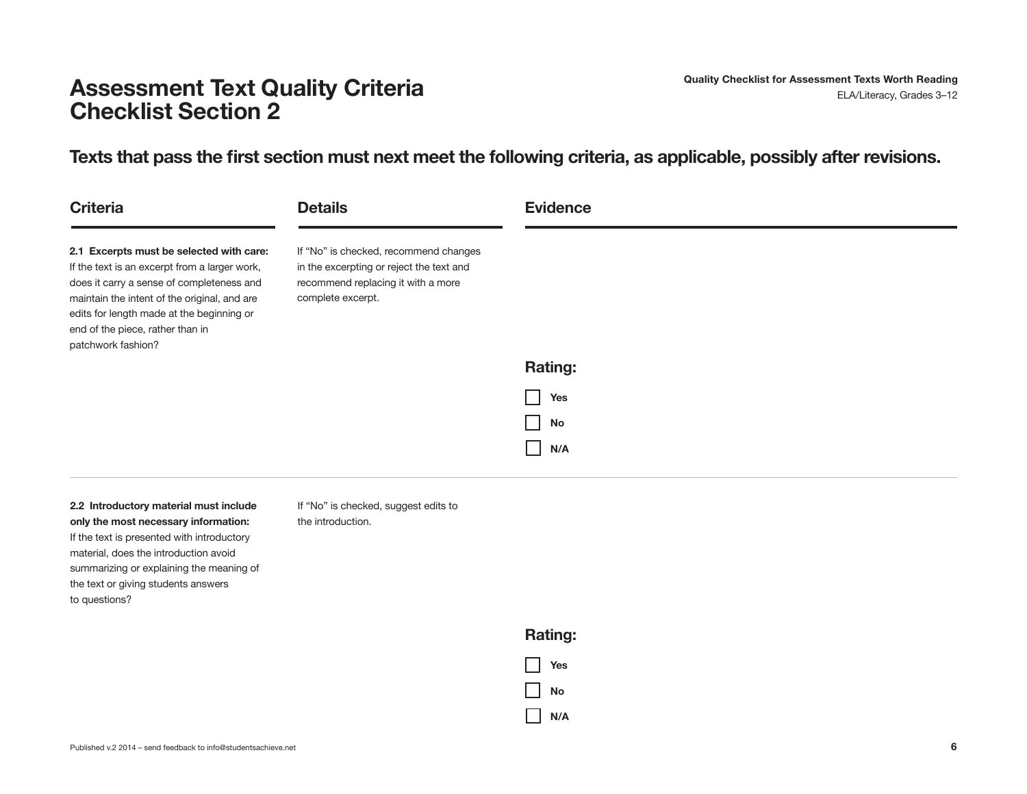# Assessment Text Quality Criteria Checklist Section 2

## Texts that pass the first section must next meet the following criteria, as applicable, possibly after revisions.

| Criteria | Details | Evidence |
| --- | --- | --- |
| **2.1 Excerpts must be selected with care:** If the text is an excerpt from a larger work, does it carry a sense of completeness and maintain the intent of the original, and are edits for length made at the beginning or end of the piece, rather than in patchwork fashion? | If "No" is checked, recommend changes in the excerpting or reject the text and recommend replacing it with a more complete excerpt. | **Rating:**<br>☐ Yes<br>☐ No<br>☐ N/A |
| **2.2 Introductory material must include only the most necessary information:** If the text is presented with introductory material, does the introduction avoid summarizing or explaining the meaning of the text or giving students answers to questions? | If "No" is checked, suggest edits to the introduction. | **Rating:**<br>☐ Yes<br>☐ No<br>☐ N/A |

Published v.2 2014 – send feedback to info@studentsachieve.net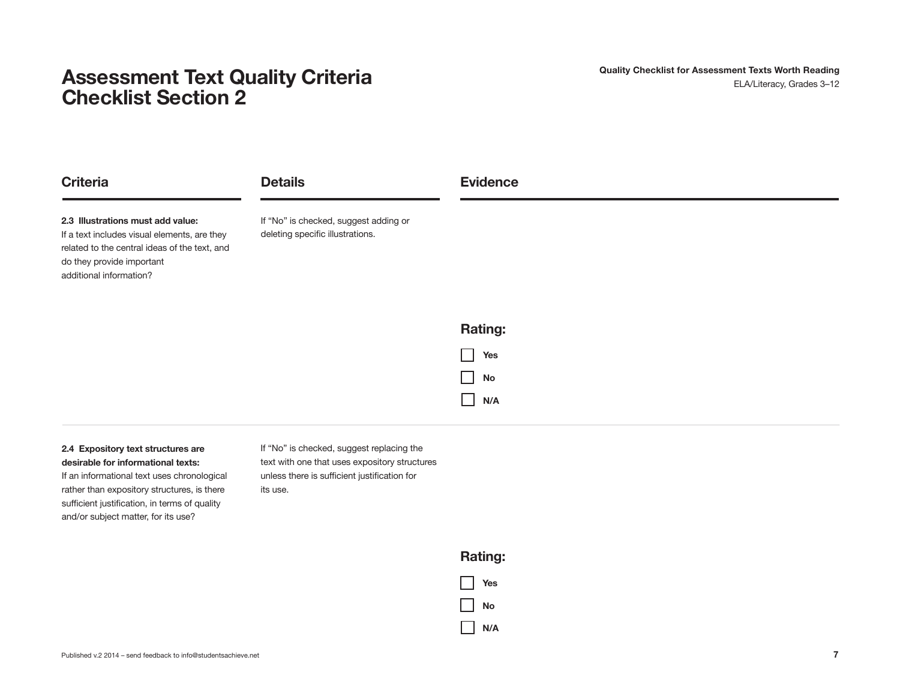# Assessment Text Quality Criteria Checklist Section 2

| Criteria | Details | Evidence |
|---|---|---|
| **2.3 Illustrations must add value:** If a text includes visual elements, are they related to the central ideas of the text, and do they provide important additional information? | If "No" is checked, suggest adding or deleting specific illustrations. | **Rating:** ☐ **Yes** ☐ **No** ☐ **N/A** |
| **2.4 Expository text structures are desirable for informational texts:** If an informational text uses chronological rather than expository structures, is there sufficient justification, in terms of quality and/or subject matter, for its use? | If "No" is checked, suggest replacing the text with one that uses expository structures unless there is sufficient justification for its use. | **Rating:** ☐ **Yes** ☐ **No** ☐ **N/A** |

Published v.2 2014 – send feedback to info@studentsachieve.net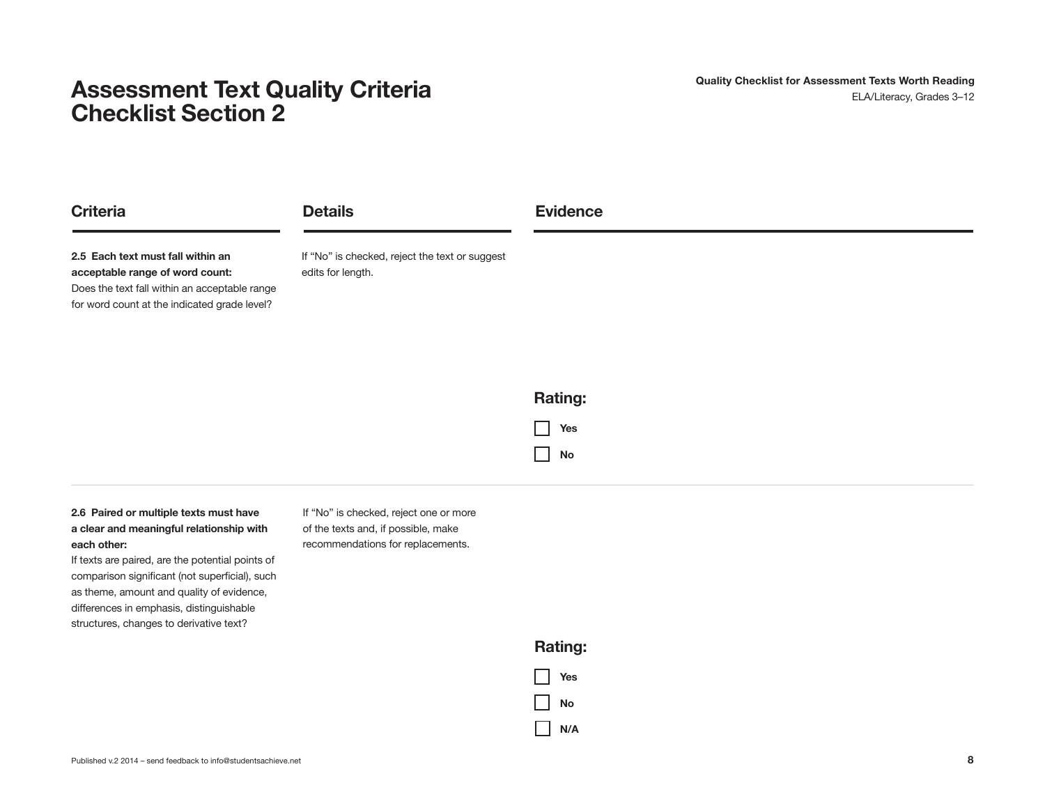# Assessment Text Quality Criteria Checklist Section 2

| Criteria | Details | Evidence |
|---|---|---|
| **2.5 Each text must fall within an acceptable range of word count:** Does the text fall within an acceptable range for word count at the indicated grade level? | If "No" is checked, reject the text or suggest edits for length. | **Rating:** ☐ Yes ☐ No |
| **2.6 Paired or multiple texts must have a clear and meaningful relationship with each other:** If texts are paired, are the potential points of comparison significant (not superficial), such as theme, amount and quality of evidence, differences in emphasis, distinguishable structures, changes to derivative text? | If "No" is checked, reject one or more of the texts and, if possible, make recommendations for replacements. | **Rating:** ☐ Yes ☐ No ☐ N/A |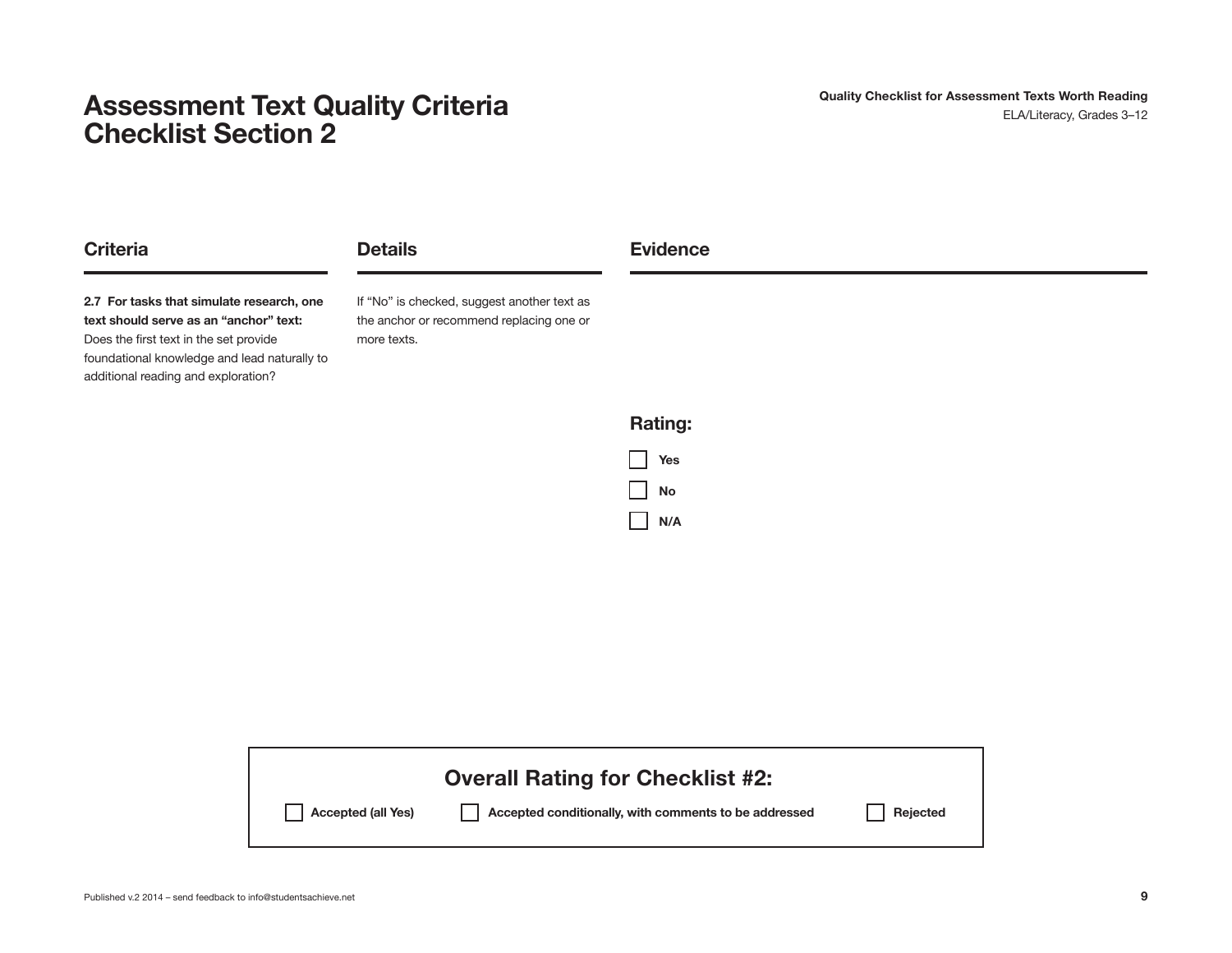# Assessment Text Quality Criteria Checklist Section 2

| Criteria | Details | Evidence |
| --- | --- | --- |
| **2.7 For tasks that simulate research, one text should serve as an "anchor" text:** Does the first text in the set provide foundational knowledge and lead naturally to additional reading and exploration? | If "No" is checked, suggest another text as the anchor or recommend replacing one or more texts. | **Rating:** ☐ **Yes** ☐ **No** ☐ **N/A** |

## Overall Rating for Checklist #2:

☐ **Accepted (all Yes)** ☐ **Accepted conditionally, with comments to be addressed** ☐ **Rejected**

Published v.2 2014 – send feedback to info@studentsachieve.net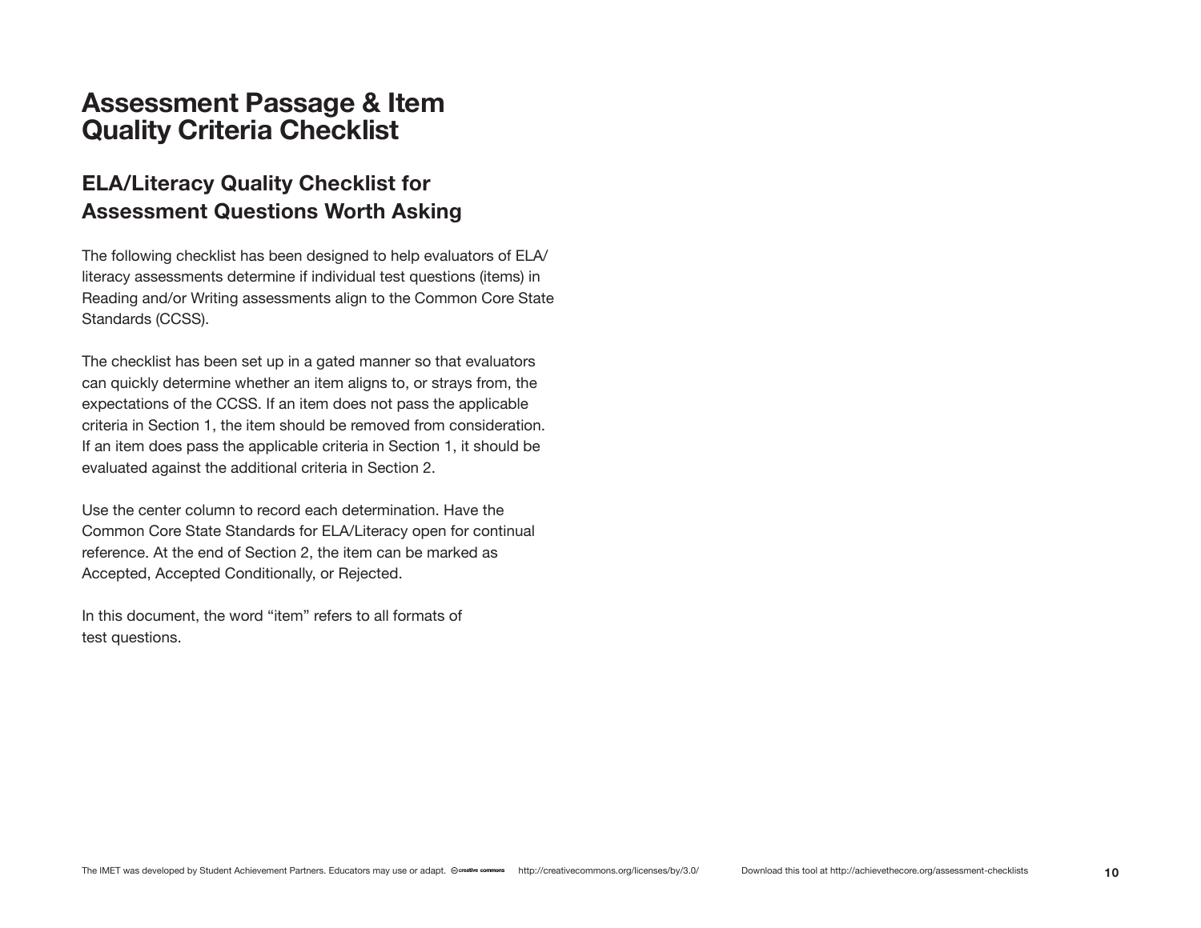# Assessment Passage & Item Quality Criteria Checklist

## ELA/Literacy Quality Checklist for Assessment Questions Worth Asking

The following checklist has been designed to help evaluators of ELA/literacy assessments determine if individual test questions (items) in Reading and/or Writing assessments align to the Common Core State Standards (CCSS).

The checklist has been set up in a gated manner so that evaluators can quickly determine whether an item aligns to, or strays from, the expectations of the CCSS. If an item does not pass the applicable criteria in Section 1, the item should be removed from consideration. If an item does pass the applicable criteria in Section 1, it should be evaluated against the additional criteria in Section 2.

Use the center column to record each determination. Have the Common Core State Standards for ELA/Literacy open for continual reference. At the end of Section 2, the item can be marked as Accepted, Accepted Conditionally, or Rejected.

In this document, the word "item" refers to all formats of test questions.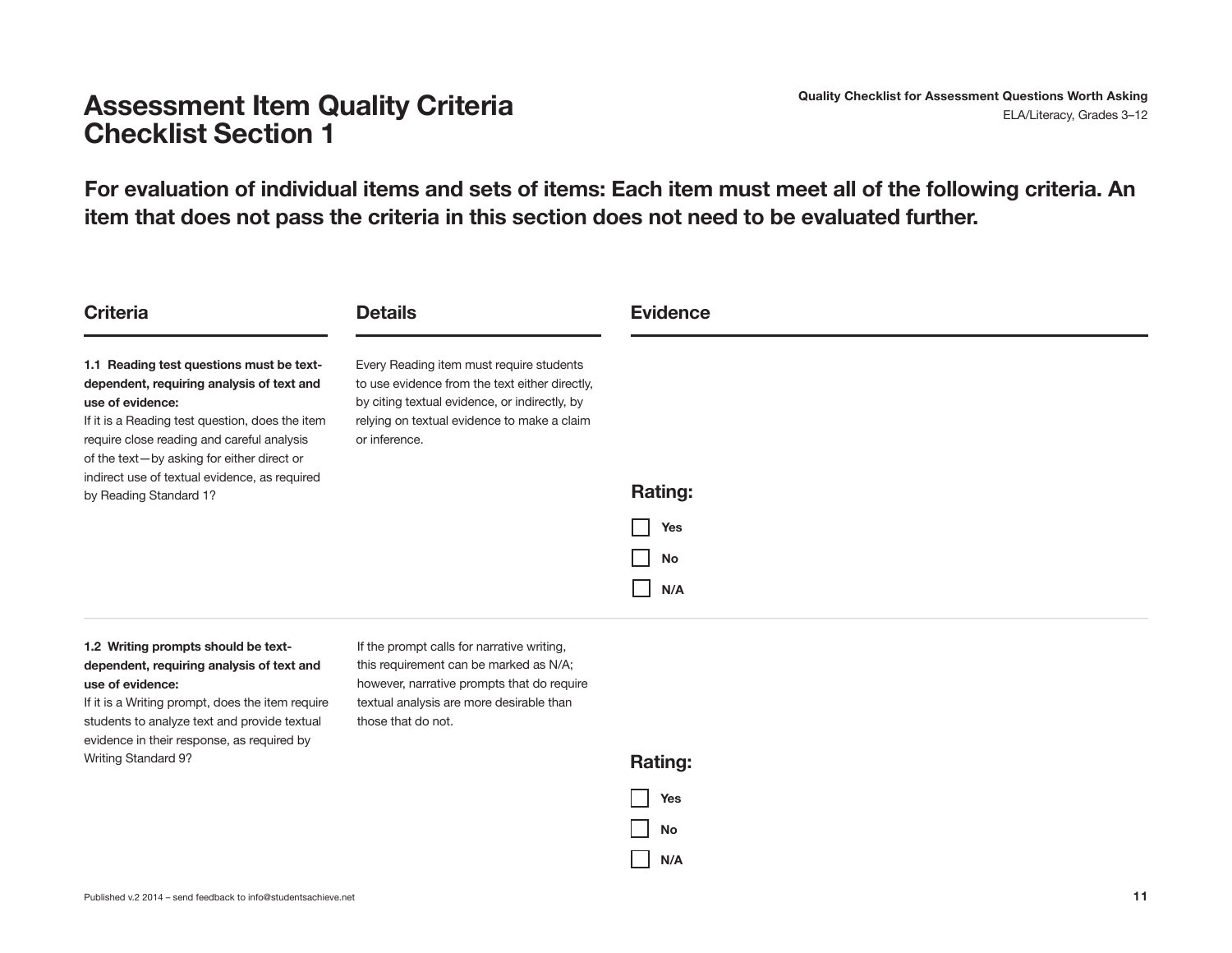# Assessment Item Quality Criteria Checklist Section 1

## For evaluation of individual items and sets of items: Each item must meet all of the following criteria. An item that does not pass the criteria in this section does not need to be evaluated further.

| Criteria | Details | Evidence |
| --- | --- | --- |
| **1.1 Reading test questions must be text-dependent, requiring analysis of text and use of evidence:** If it is a Reading test question, does the item require close reading and careful analysis of the text—by asking for either direct or indirect use of textual evidence, as required by Reading Standard 1? | Every Reading item must require students to use evidence from the text either directly, by citing textual evidence, or indirectly, by relying on textual evidence to make a claim or inference. | **Rating:** ☐ Yes ☐ No ☐ N/A |
| **1.2 Writing prompts should be text-dependent, requiring analysis of text and use of evidence:** If it is a Writing prompt, does the item require students to analyze text and provide textual evidence in their response, as required by Writing Standard 9? | If the prompt calls for narrative writing, this requirement can be marked as N/A; however, narrative prompts that do require textual analysis are more desirable than those that do not. | **Rating:** ☐ Yes ☐ No ☐ N/A |

Published v.2 2014 – send feedback to info@studentsachieve.net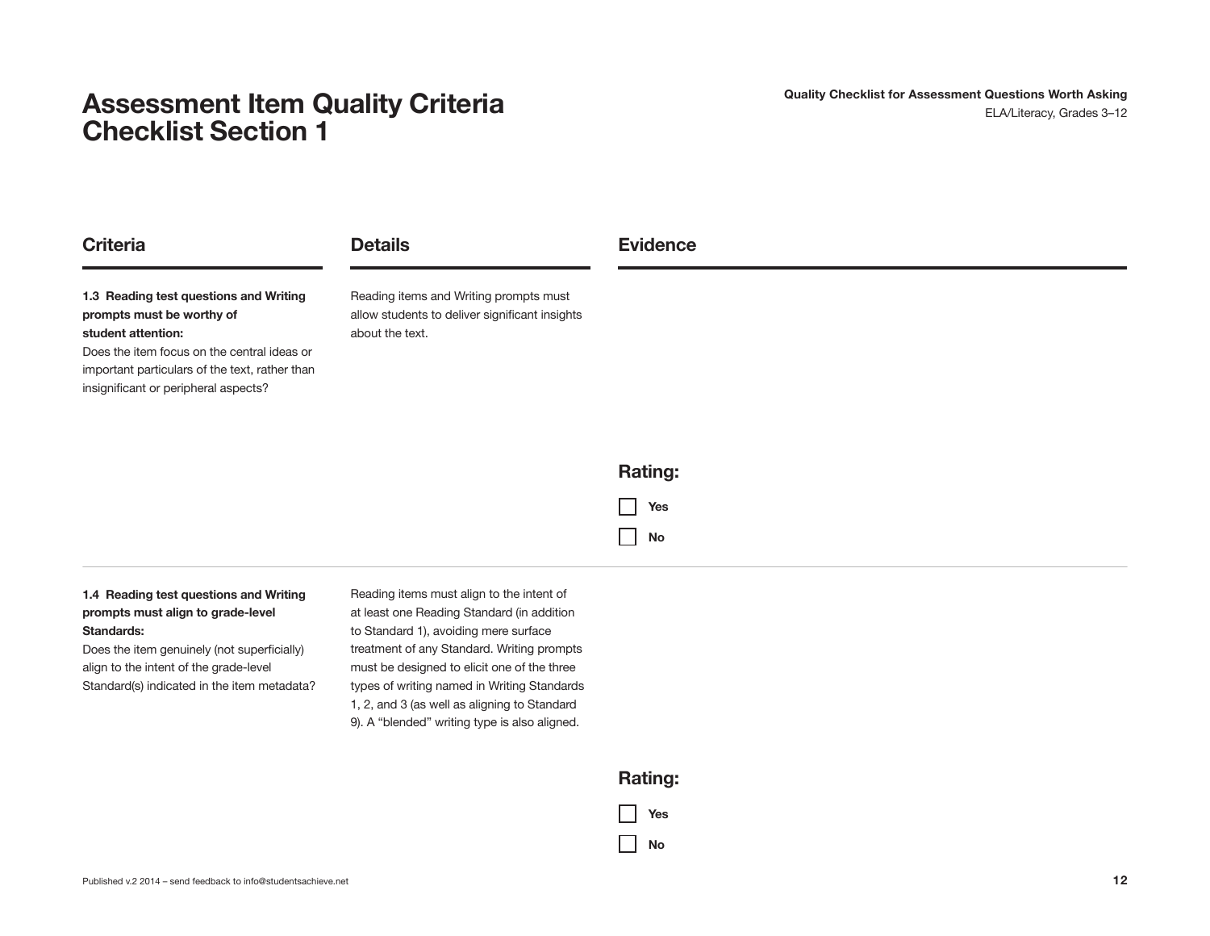# Assessment Item Quality Criteria Checklist Section 1

| Criteria | Details | Evidence |
| --- | --- | --- |
| **1.3 Reading test questions and Writing prompts must be worthy of student attention:** Does the item focus on the central ideas or important particulars of the text, rather than insignificant or peripheral aspects? | Reading items and Writing prompts must allow students to deliver significant insights about the text. | **Rating:** ☐ Yes ☐ No |
| **1.4 Reading test questions and Writing prompts must align to grade-level Standards:** Does the item genuinely (not superficially) align to the intent of the grade-level Standard(s) indicated in the item metadata? | Reading items must align to the intent of at least one Reading Standard (in addition to Standard 1), avoiding mere surface treatment of any Standard. Writing prompts must be designed to elicit one of the three types of writing named in Writing Standards 1, 2, and 3 (as well as aligning to Standard 9). A "blended" writing type is also aligned. | **Rating:** ☐ Yes ☐ No |

Published v.2 2014 – send feedback to info@studentsachieve.net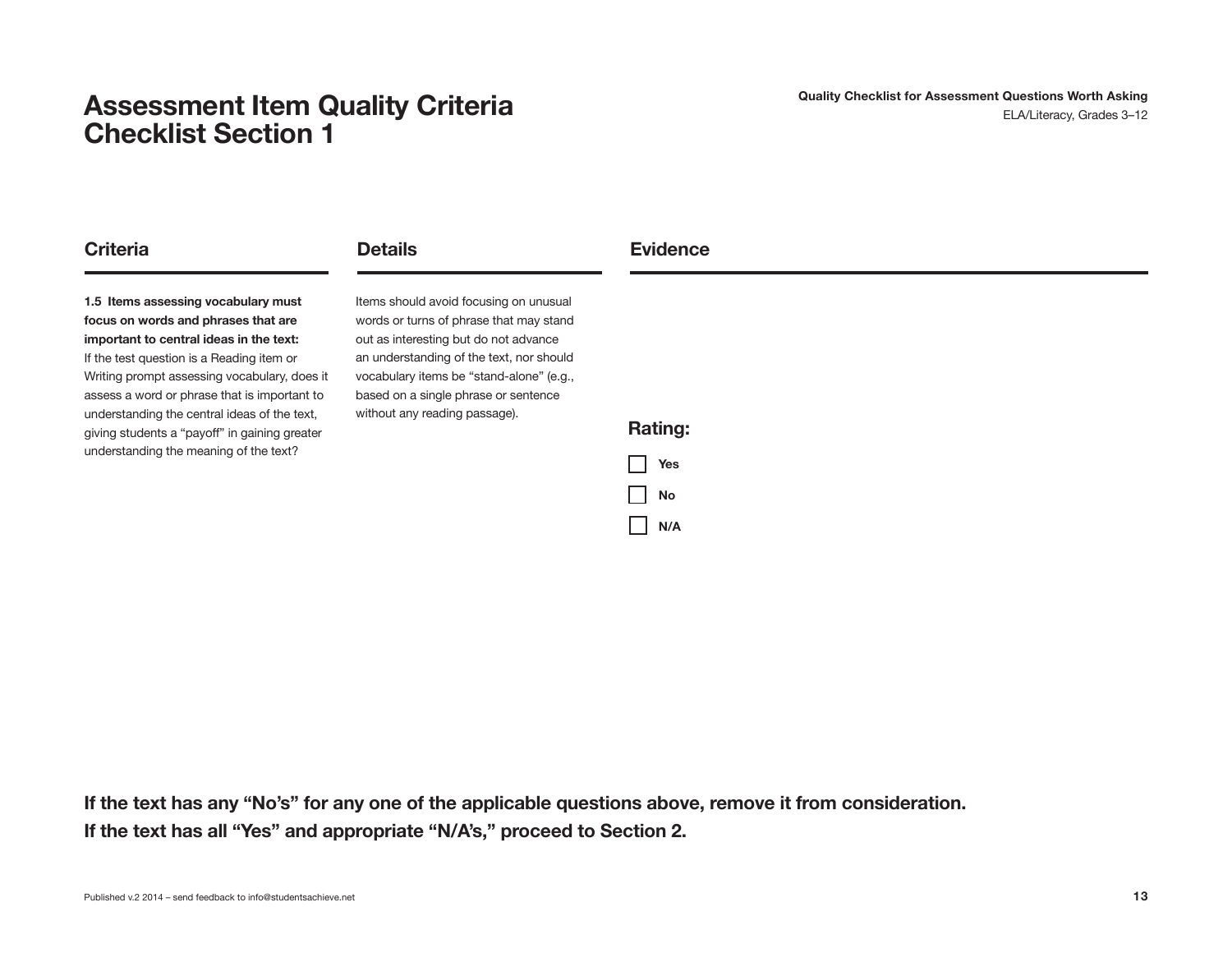# Assessment Item Quality Criteria Checklist Section 1

| Criteria | Details | Evidence |
| --- | --- | --- |
| **1.5 Items assessing vocabulary must focus on words and phrases that are important to central ideas in the text:** If the test question is a Reading item or Writing prompt assessing vocabulary, does it assess a word or phrase that is important to understanding the central ideas of the text, giving students a "payoff" in gaining greater understanding the meaning of the text? | Items should avoid focusing on unusual words or turns of phrase that may stand out as interesting but do not advance an understanding of the text, nor should vocabulary items be "stand-alone" (e.g., based on a single phrase or sentence without any reading passage). | **Rating:** ☐ **Yes** ☐ **No** ☐ **N/A** |

**If the text has any "No's" for any one of the applicable questions above, remove it from consideration.**
**If the text has all "Yes" and appropriate "N/A's," proceed to Section 2.**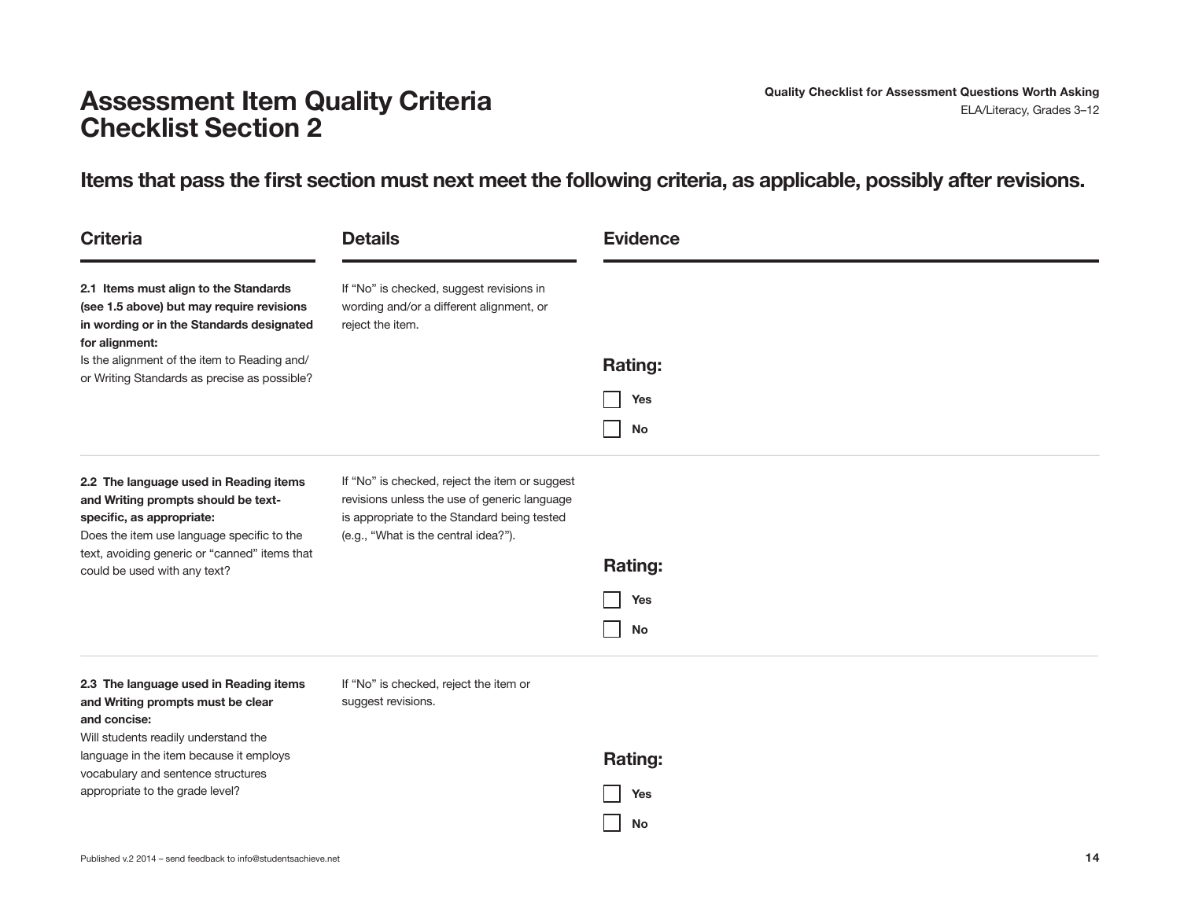# Assessment Item Quality Criteria Checklist Section 2

## Items that pass the first section must next meet the following criteria, as applicable, possibly after revisions.

| Criteria | Details | Evidence |
|---|---|---|
| **2.1 Items must align to the Standards (see 1.5 above) but may require revisions in wording or in the Standards designated for alignment:** Is the alignment of the item to Reading and/or Writing Standards as precise as possible? | If "No" is checked, suggest revisions in wording and/or a different alignment, or reject the item. | **Rating:** ☐ **Yes** ☐ **No** |
| **2.2 The language used in Reading items and Writing prompts should be text-specific, as appropriate:** Does the item use language specific to the text, avoiding generic or "canned" items that could be used with any text? | If "No" is checked, reject the item or suggest revisions unless the use of generic language is appropriate to the Standard being tested (e.g., "What is the central idea?"). | **Rating:** ☐ **Yes** ☐ **No** |
| **2.3 The language used in Reading items and Writing prompts must be clear and concise:** Will students readily understand the language in the item because it employs vocabulary and sentence structures appropriate to the grade level? | If "No" is checked, reject the item or suggest revisions. | **Rating:** ☐ **Yes** ☐ **No** |

Published v.2 2014 – send feedback to info@studentsachieve.net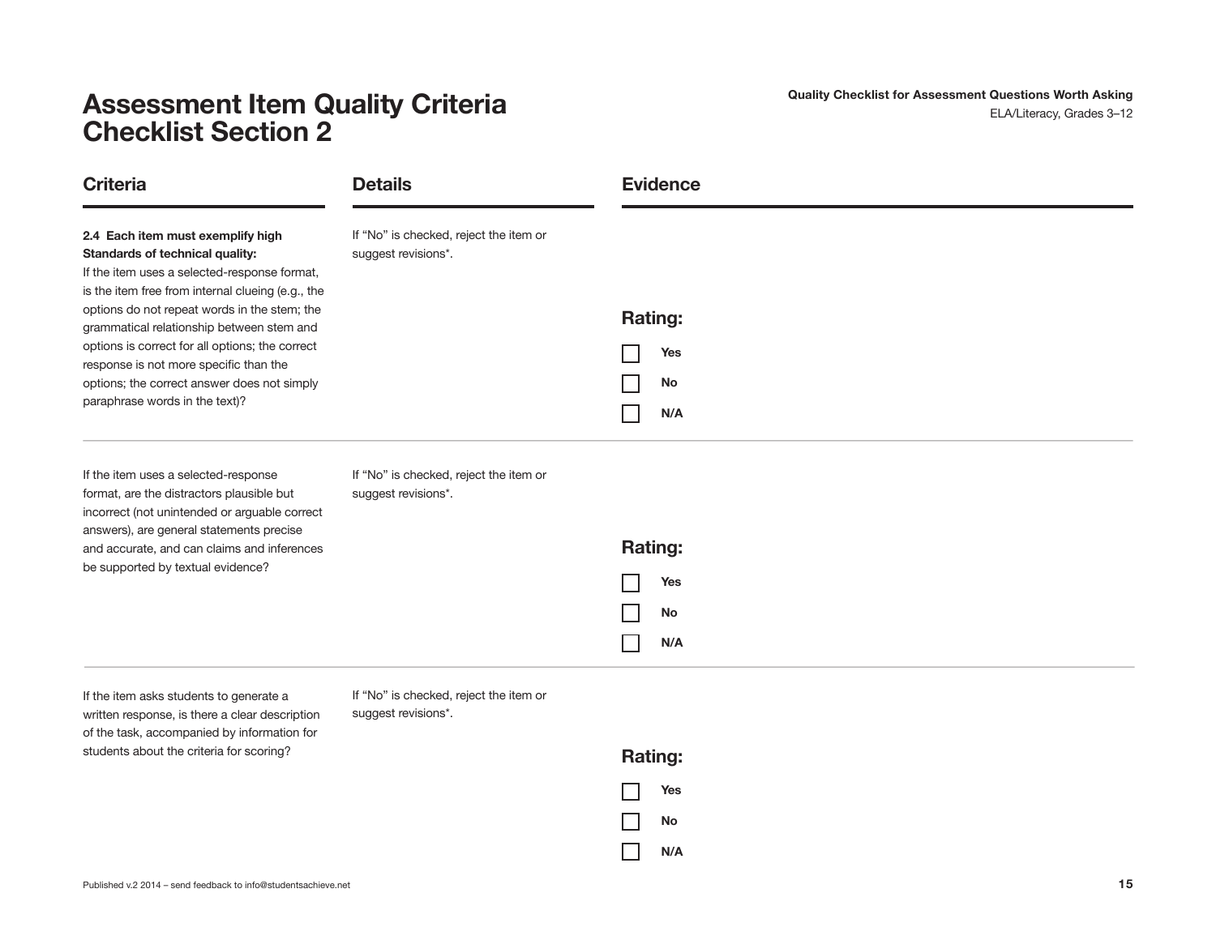# Assessment Item Quality Criteria Checklist Section 2

| Criteria | Details | Evidence |
| --- | --- | --- |
| **2.4 Each item must exemplify high Standards of technical quality:** If the item uses a selected-response format, is the item free from internal clueing (e.g., the options do not repeat words in the stem; the grammatical relationship between stem and options is correct for all options; the correct response is not more specific than the options; the correct answer does not simply paraphrase words in the text)? | If "No" is checked, reject the item or suggest revisions*. | **Rating:** ☐ **Yes** ☐ **No** ☐ **N/A** |
| If the item uses a selected-response format, are the distractors plausible but incorrect (not unintended or arguable correct answers), are general statements precise and accurate, and can claims and inferences be supported by textual evidence? | If "No" is checked, reject the item or suggest revisions*. | **Rating:** ☐ **Yes** ☐ **No** ☐ **N/A** |
| If the item asks students to generate a written response, is there a clear description of the task, accompanied by information for students about the criteria for scoring? | If "No" is checked, reject the item or suggest revisions*. | **Rating:** ☐ **Yes** ☐ **No** ☐ **N/A** |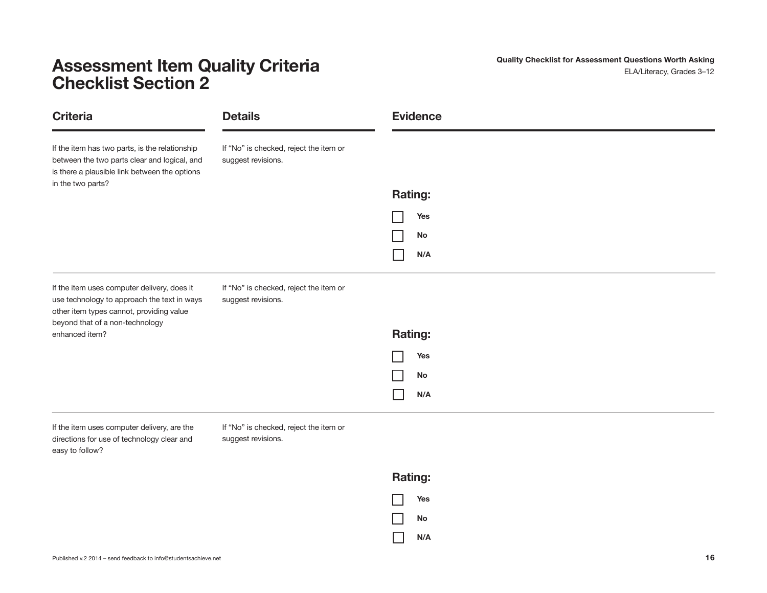# Assessment Item Quality Criteria Checklist Section 2

| Criteria | Details | Evidence |
| --- | --- | --- |
| If the item has two parts, is the relationship between the two parts clear and logical, and is there a plausible link between the options in the two parts? | If "No" is checked, reject the item or suggest revisions. | **Rating:**<br>☐ **Yes**<br>☐ **No**<br>☐ **N/A** |
| If the item uses computer delivery, does it use technology to approach the text in ways other item types cannot, providing value beyond that of a non-technology enhanced item? | If "No" is checked, reject the item or suggest revisions. | **Rating:**<br>☐ **Yes**<br>☐ **No**<br>☐ **N/A** |
| If the item uses computer delivery, are the directions for use of technology clear and easy to follow? | If "No" is checked, reject the item or suggest revisions. | **Rating:**<br>☐ **Yes**<br>☐ **No**<br>☐ **N/A** |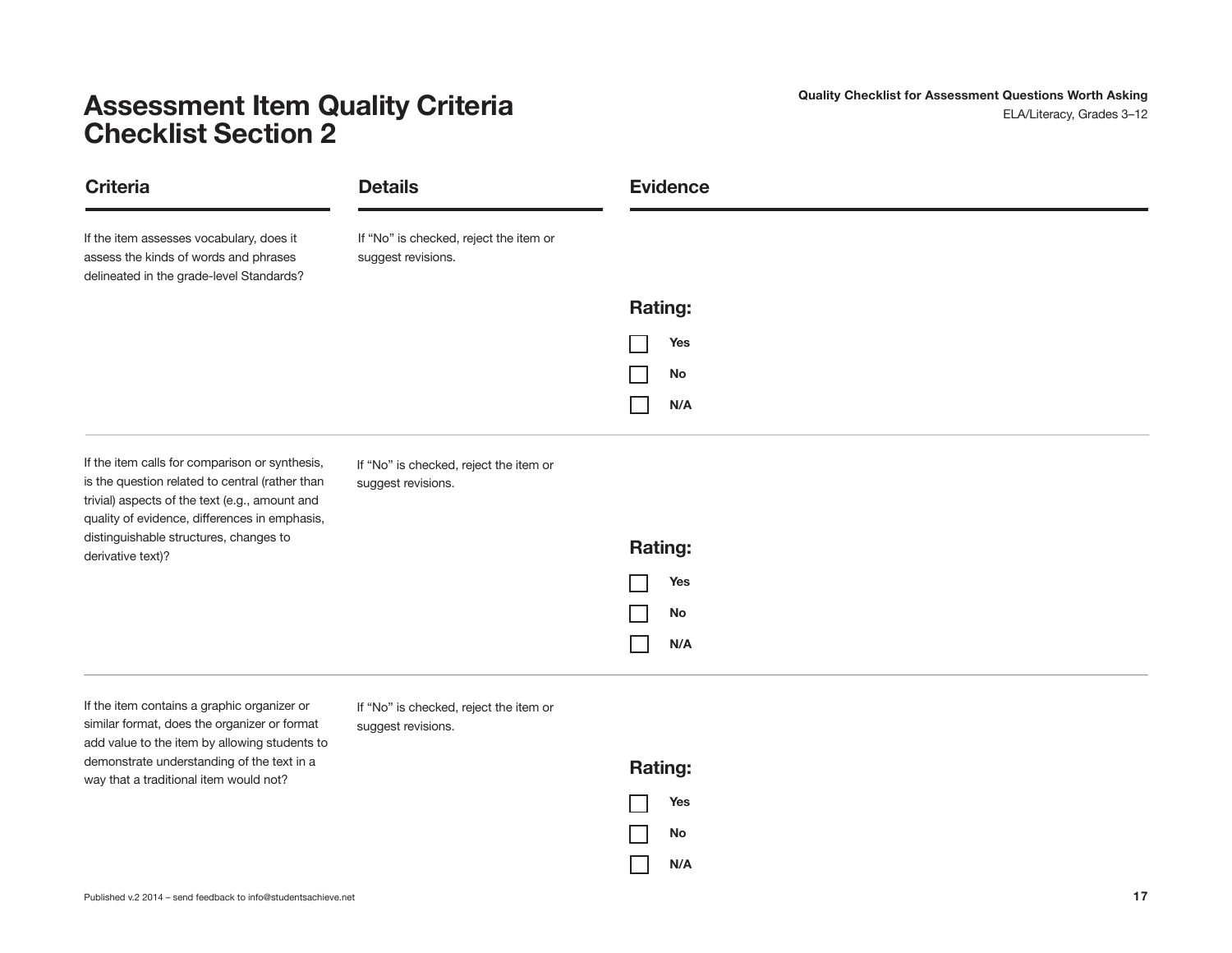# Assessment Item Quality Criteria Checklist Section 2

| Criteria | Details | Evidence |
| --- | --- | --- |
| If the item assesses vocabulary, does it assess the kinds of words and phrases delineated in the grade-level Standards? | If "No" is checked, reject the item or suggest revisions. | **Rating:** ☐ Yes ☐ No ☐ N/A |
| If the item calls for comparison or synthesis, is the question related to central (rather than trivial) aspects of the text (e.g., amount and quality of evidence, differences in emphasis, distinguishable structures, changes to derivative text)? | If "No" is checked, reject the item or suggest revisions. | **Rating:** ☐ Yes ☐ No ☐ N/A |
| If the item contains a graphic organizer or similar format, does the organizer or format add value to the item by allowing students to demonstrate understanding of the text in a way that a traditional item would not? | If "No" is checked, reject the item or suggest revisions. | **Rating:** ☐ Yes ☐ No ☐ N/A |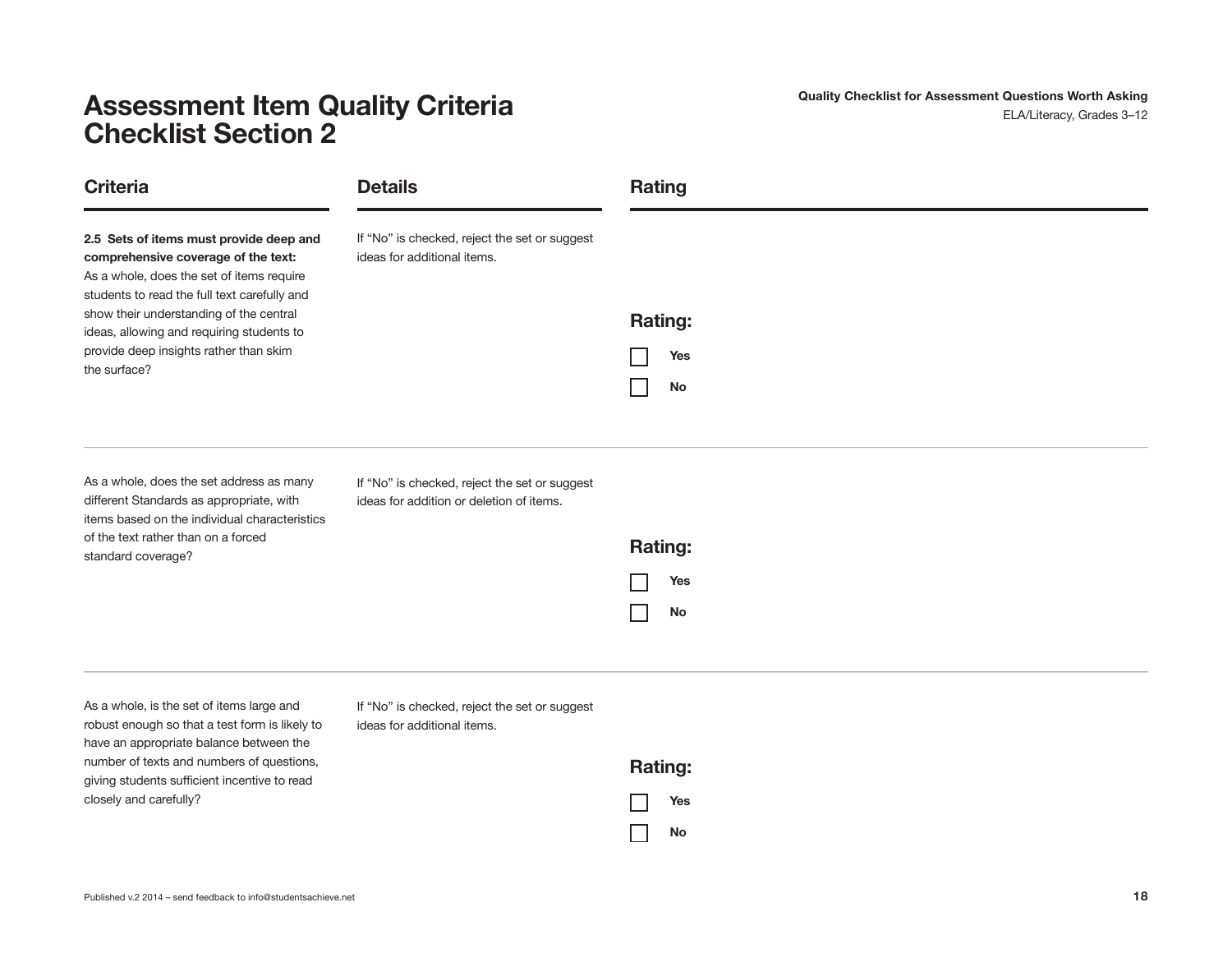# Assessment Item Quality Criteria Checklist Section 2

| Criteria | Details | Rating |
| --- | --- | --- |
| **2.5 Sets of items must provide deep and comprehensive coverage of the text:** As a whole, does the set of items require students to read the full text carefully and show their understanding of the central ideas, allowing and requiring students to provide deep insights rather than skim the surface? | If "No" is checked, reject the set or suggest ideas for additional items. | **Rating:** ☐ **Yes** ☐ **No** |
| As a whole, does the set address as many different Standards as appropriate, with items based on the individual characteristics of the text rather than on a forced standard coverage? | If "No" is checked, reject the set or suggest ideas for addition or deletion of items. | **Rating:** ☐ **Yes** ☐ **No** |
| As a whole, is the set of items large and robust enough so that a test form is likely to have an appropriate balance between the number of texts and numbers of questions, giving students sufficient incentive to read closely and carefully? | If "No" is checked, reject the set or suggest ideas for additional items. | **Rating:** ☐ **Yes** ☐ **No** |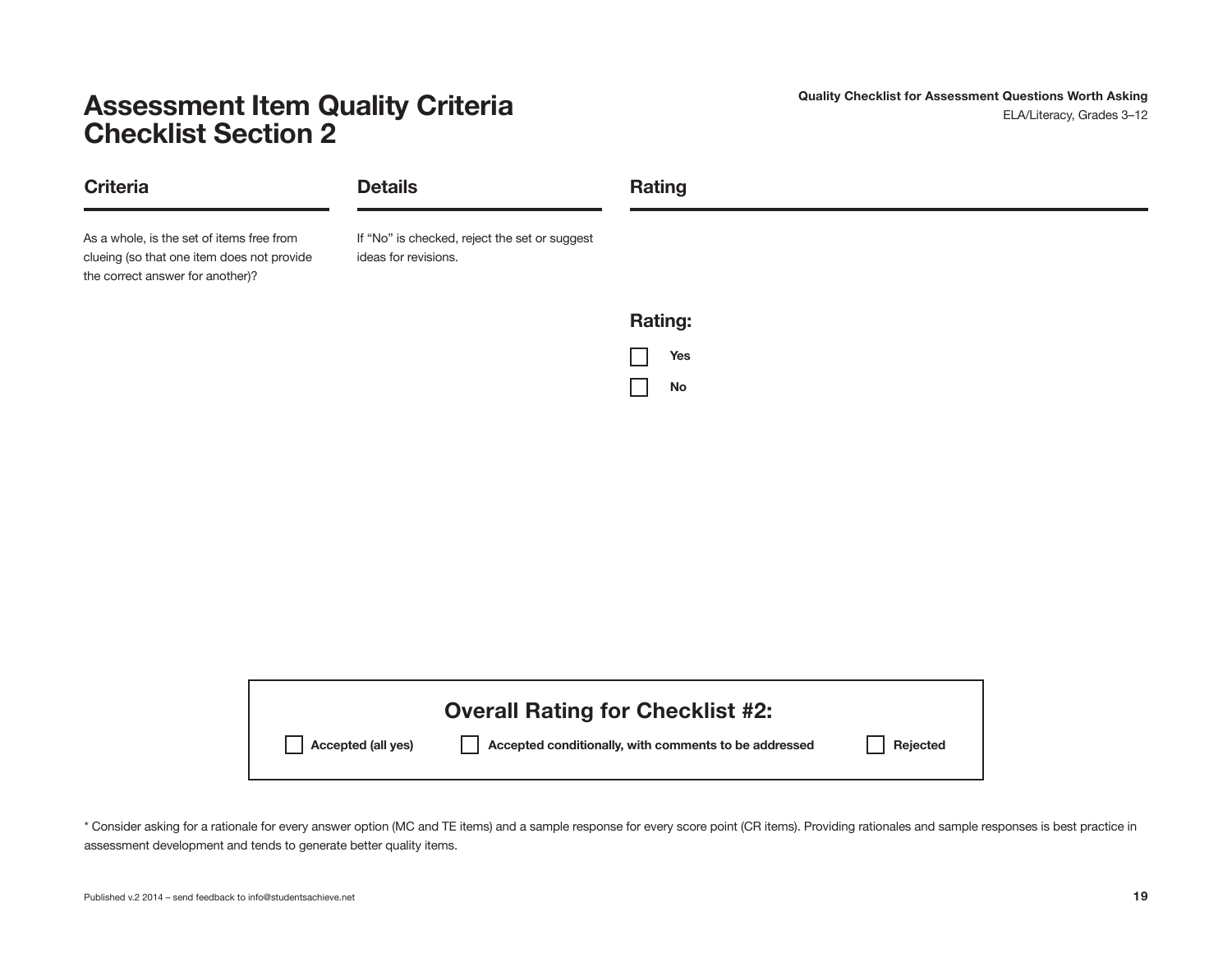# Assessment Item Quality Criteria Checklist Section 2

| Criteria | Details | Rating |
| --- | --- | --- |
| As a whole, is the set of items free from clueing (so that one item does not provide the correct answer for another)? | If "No" is checked, reject the set or suggest ideas for revisions. | **Rating:**<br>☐ **Yes**<br>☐ **No** |

## Overall Rating for Checklist #2:

☐ **Accepted (all yes)** ☐ **Accepted conditionally, with comments to be addressed** ☐ **Rejected**

* Consider asking for a rationale for every answer option (MC and TE items) and a sample response for every score point (CR items). Providing rationales and sample responses is best practice in assessment development and tends to generate better quality items.

Published v.2 2014 – send feedback to info@studentsachieve.net